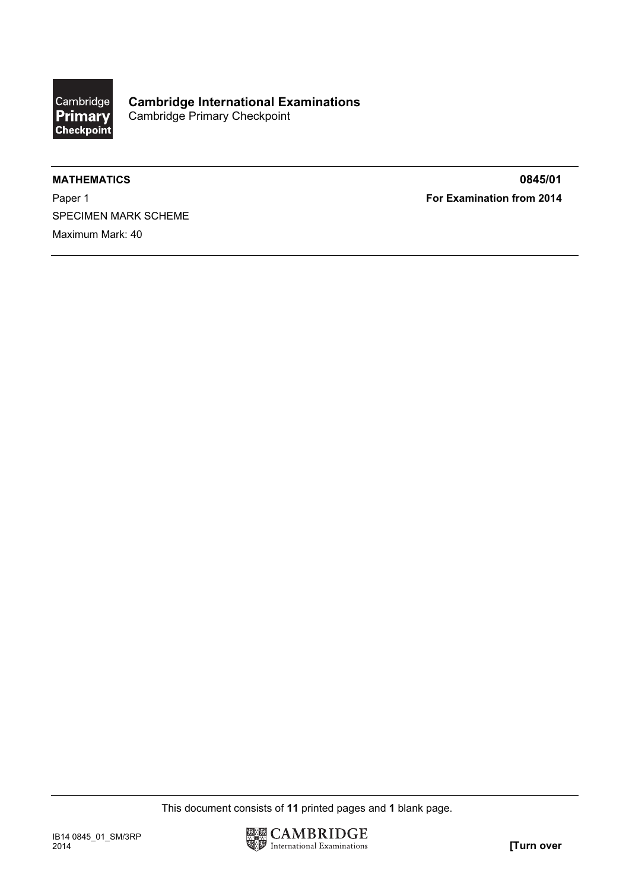Cambridge Primary Checkpoint

**Cambridge International Examinations**
Cambridge Primary Checkpoint

**MATHEMATICS** **0845/01**

Paper 1 **For Examination from 2014**

SPECIMEN MARK SCHEME

Maximum Mark: 40

This document consists of **11** printed pages and **1** blank page.

IB14 0845_01_SM/3RP
2014

CAMBRIDGE
International Examinations

**[Turn over**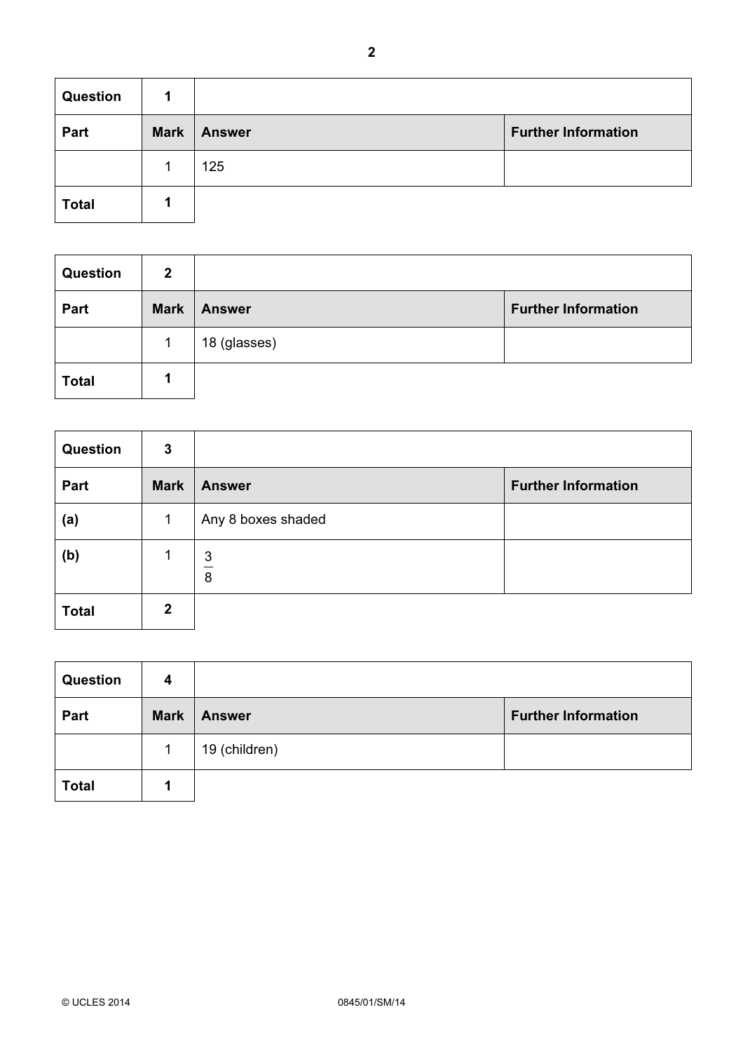| Question | 1 | | |
|---|---|---|---|
| **Part** | **Mark** | **Answer** | **Further Information** |
| | 1 | 125 | |
| **Total** | **1** | | |

| Question | 2 | | |
|---|---|---|---|
| **Part** | **Mark** | **Answer** | **Further Information** |
| | 1 | 18 (glasses) | |
| **Total** | **1** | | |

| Question | 3 | | |
|---|---|---|---|
| **Part** | **Mark** | **Answer** | **Further Information** |
| **(a)** | 1 | Any 8 boxes shaded | |
| **(b)** | 1 | $\frac{3}{8}$ | |
| **Total** | **2** | | |

| Question | 4 | | |
|---|---|---|---|
| **Part** | **Mark** | **Answer** | **Further Information** |
| | 1 | 19 (children) | |
| **Total** | **1** | | |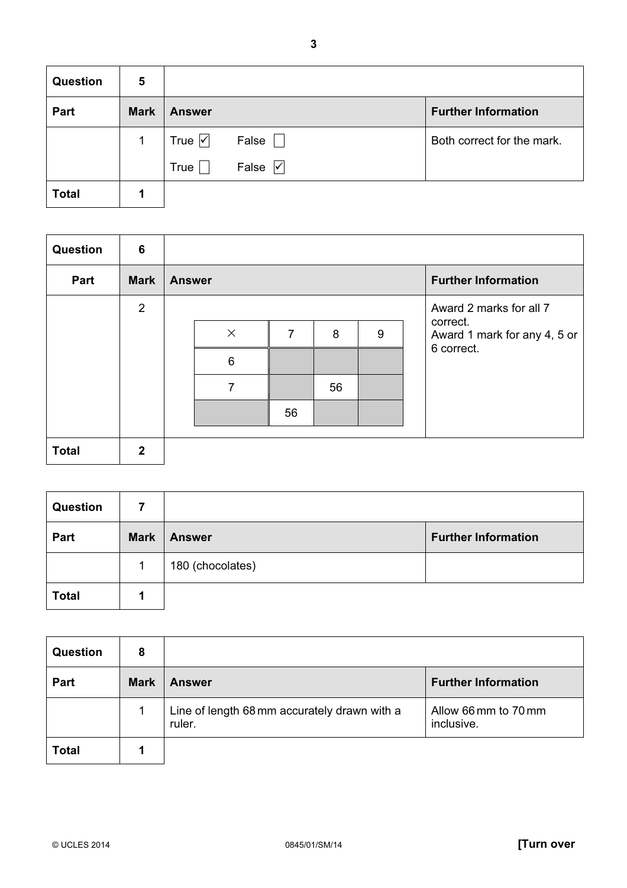| Question | 5 | | |
|---|---|---|---|
| **Part** | **Mark** | **Answer** | **Further Information** |
| | 1 | True ☑ False ☐<br>True ☐ False ☑ | Both correct for the mark. |
| **Total** | **1** | | |

| Question | 6 | | |
|---|---|---|---|
| **Part** | **Mark** | **Answer** | **Further Information** |
| | 2 | (see table below) | Award 2 marks for all 7 correct.<br>Award 1 mark for any 4, 5 or 6 correct. |
| **Total** | **2** | | |

| × | 7 | 8 | 9 |
|---|---|---|---|
| 6 | | | |
| 7 | | 56 | |
| | 56 | | |

| Question | 7 | | |
|---|---|---|---|
| **Part** | **Mark** | **Answer** | **Further Information** |
| | 1 | 180 (chocolates) | |
| **Total** | **1** | | |

| Question | 8 | | |
|---|---|---|---|
| **Part** | **Mark** | **Answer** | **Further Information** |
| | 1 | Line of length 68 mm accurately drawn with a ruler. | Allow 66 mm to 70 mm inclusive. |
| **Total** | **1** | | |

© UCLES 2014 0845/01/SM/14 **[Turn over**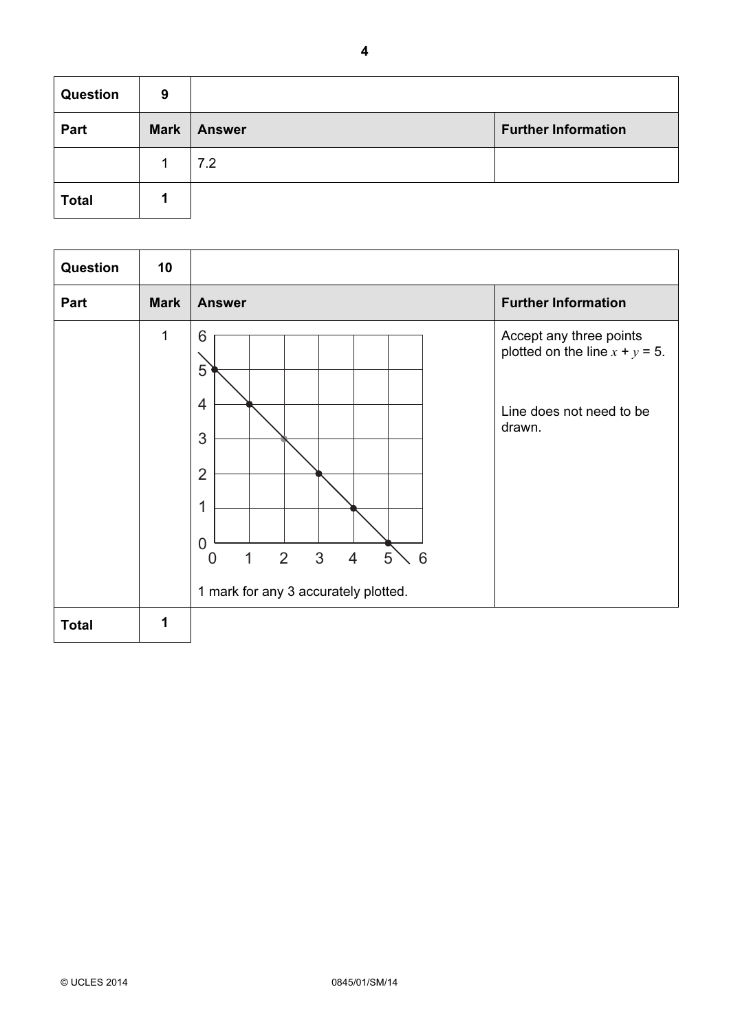| Question | 9 | | |
|---|---|---|---|
| **Part** | **Mark** | **Answer** | **Further Information** |
| | 1 | 7.2 | |
| **Total** | **1** | | |

| Question | 10 | | |
|---|---|---|---|
| **Part** | **Mark** | **Answer** | **Further Information** |
| | 1 | 6<br>5<br>4<br>3<br>2<br>1<br>0<br>0 1 2 3 4 5 6<br><br>1 mark for any 3 accurately plotted. | Accept any three points plotted on the line $x + y = 5$.<br><br>Line does not need to be drawn. |
| **Total** | **1** | | |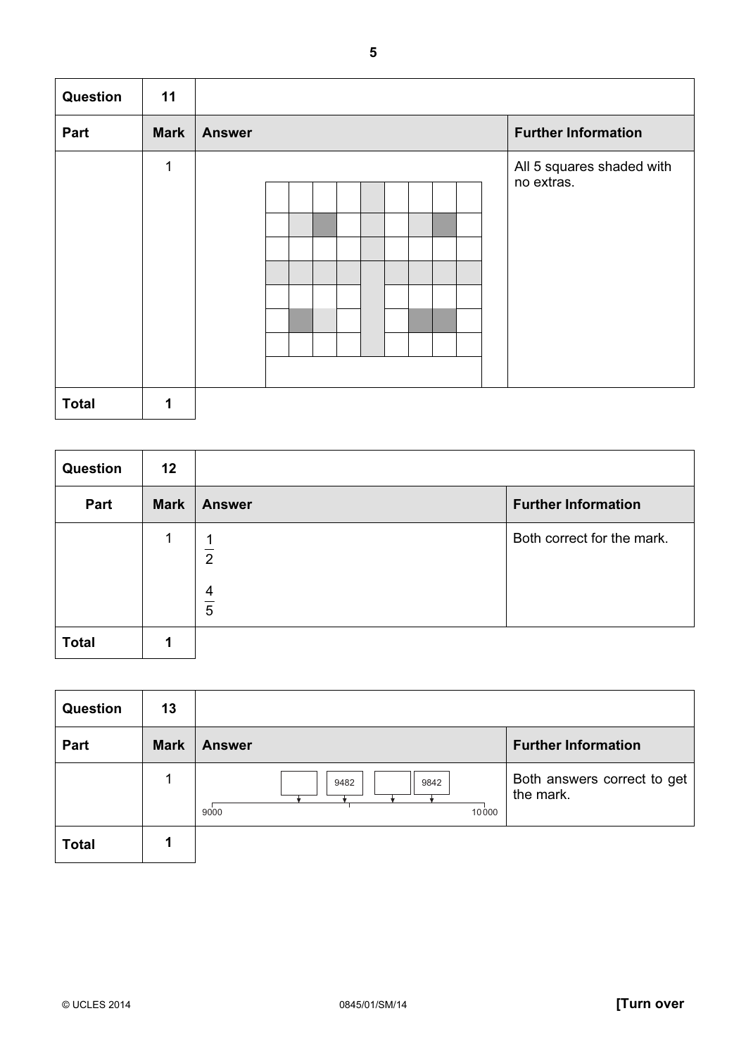| Question | 11 | | |
|---|---|---|---|
| **Part** | **Mark** | **Answer** | **Further Information** |
| | 1 | | All 5 squares shaded with no extras. |
| **Total** | **1** | | |

| Question | 12 | | |
|---|---|---|---|
| **Part** | **Mark** | **Answer** | **Further Information** |
| | 1 | $\frac{1}{2}$ <br> $\frac{4}{5}$ | Both correct for the mark. |
| **Total** | **1** | | |

| Question | 13 | | |
|---|---|---|---|
| **Part** | **Mark** | **Answer** | **Further Information** |
| | 1 | 9482 <br> 9842 <br> 9000 <br> 10000 | Both answers correct to get the mark. |
| **Total** | **1** | | |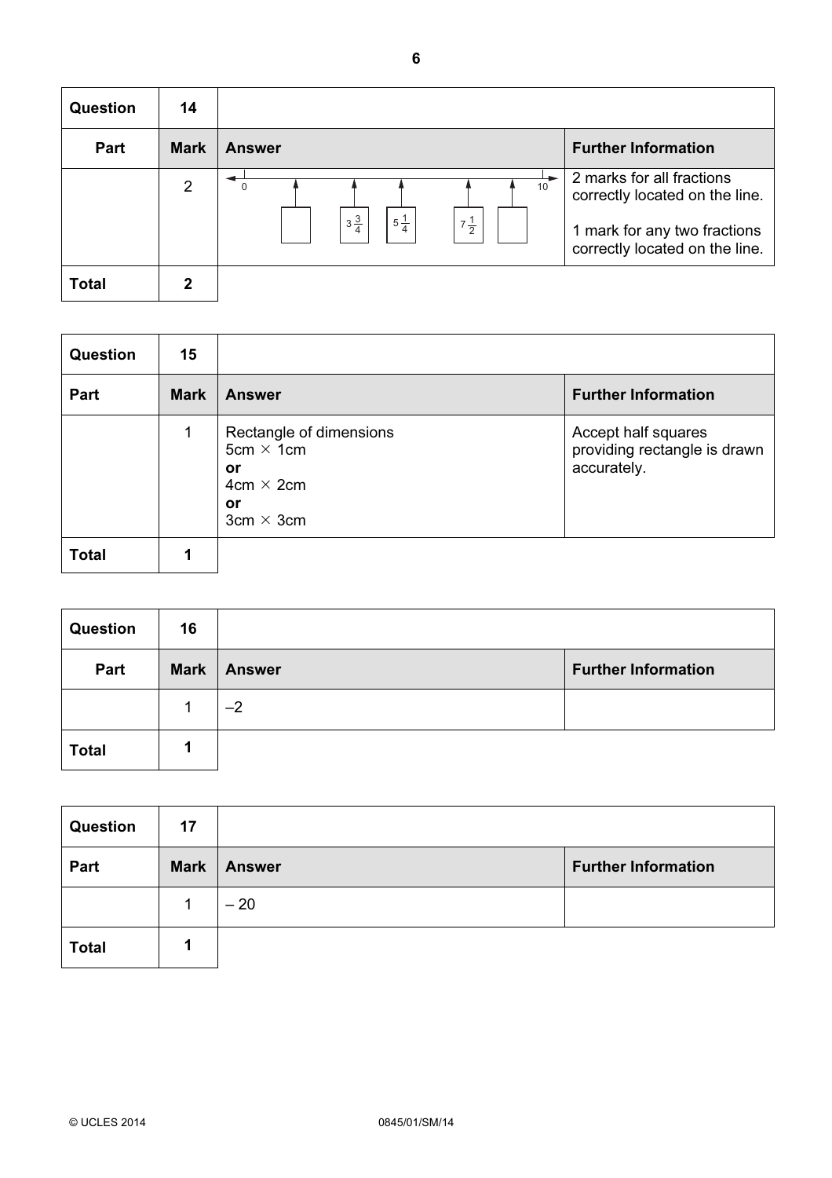| Question | 14 | | |
|---|---|---|---|
| **Part** | **Mark** | **Answer** | **Further Information** |
| | 2 | 0 — 10 (number line with boxes: [ ], $3\frac{3}{4}$, $5\frac{1}{4}$, $7\frac{1}{2}$, [ ]) | 2 marks for all fractions correctly located on the line. 1 mark for any two fractions correctly located on the line. |
| **Total** | **2** | | |

| Question | 15 | | |
|---|---|---|---|
| **Part** | **Mark** | **Answer** | **Further Information** |
| | 1 | Rectangle of dimensions 5cm × 1cm **or** 4cm × 2cm **or** 3cm × 3cm | Accept half squares providing rectangle is drawn accurately. |
| **Total** | **1** | | |

| Question | 16 | | |
|---|---|---|---|
| **Part** | **Mark** | **Answer** | **Further Information** |
| | 1 | $-2$ | |
| **Total** | **1** | | |

| Question | 17 | | |
|---|---|---|---|
| **Part** | **Mark** | **Answer** | **Further Information** |
| | 1 | $-20$ | |
| **Total** | **1** | | |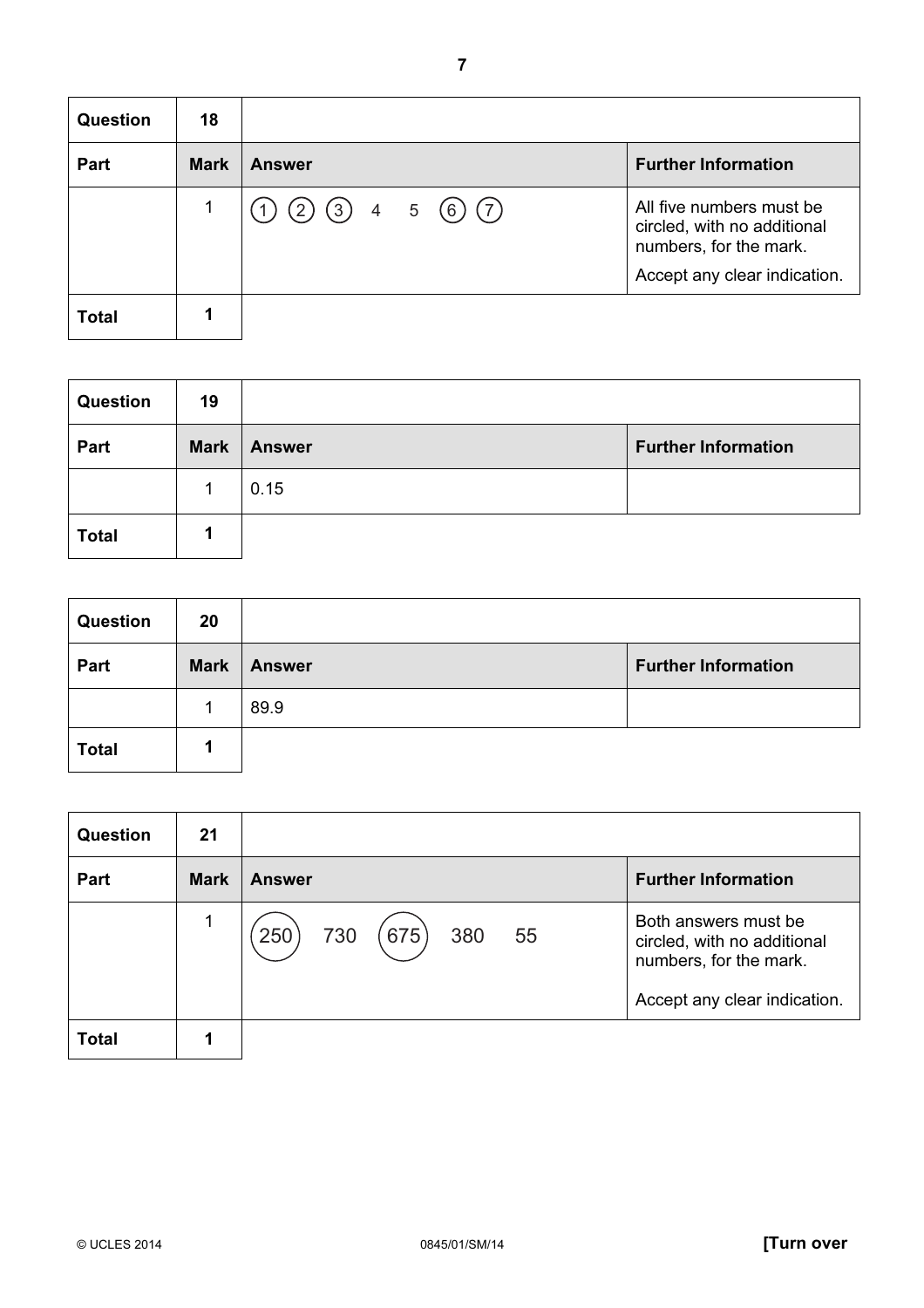| Question | 18 | | |
|---|---|---|---|
| **Part** | **Mark** | **Answer** | **Further Information** |
| | 1 | (1) (2) (3) 4 5 (6) (7) | All five numbers must be circled, with no additional numbers, for the mark.<br><br>Accept any clear indication. |
| **Total** | **1** | | |

| Question | 19 | | |
|---|---|---|---|
| **Part** | **Mark** | **Answer** | **Further Information** |
| | 1 | 0.15 | |
| **Total** | **1** | | |

| Question | 20 | | |
|---|---|---|---|
| **Part** | **Mark** | **Answer** | **Further Information** |
| | 1 | 89.9 | |
| **Total** | **1** | | |

| Question | 21 | | |
|---|---|---|---|
| **Part** | **Mark** | **Answer** | **Further Information** |
| | 1 | (250) 730 (675) 380 55 | Both answers must be circled, with no additional numbers, for the mark.<br><br>Accept any clear indication. |
| **Total** | **1** | | |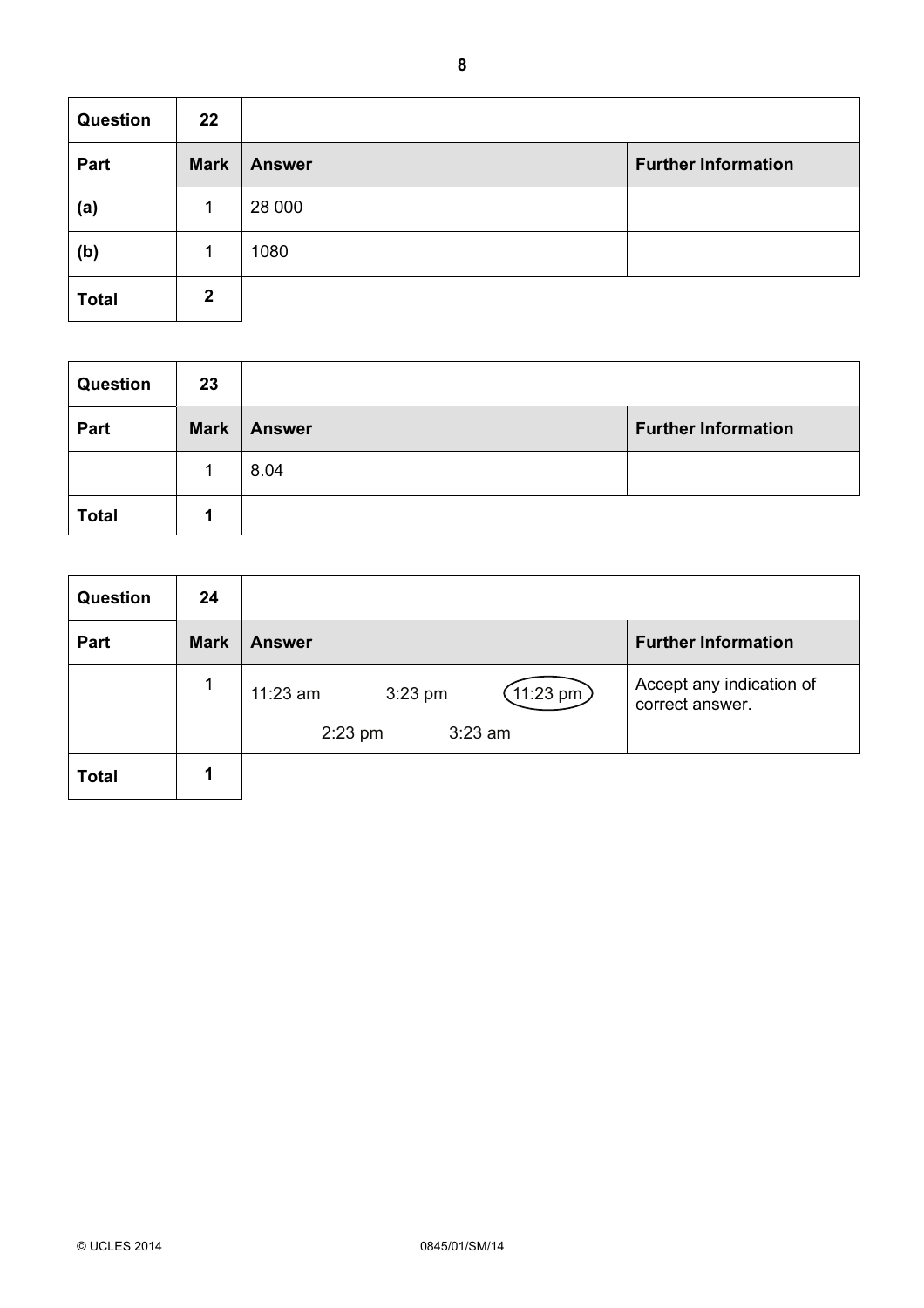| Question | 22 | | |
|---|---|---|---|
| **Part** | **Mark** | **Answer** | **Further Information** |
| **(a)** | 1 | 28 000 | |
| **(b)** | 1 | 1080 | |
| **Total** | **2** | | |

| Question | 23 | | |
|---|---|---|---|
| **Part** | **Mark** | **Answer** | **Further Information** |
| | 1 | 8.04 | |
| **Total** | **1** | | |

| Question | 24 | | |
|---|---|---|---|
| **Part** | **Mark** | **Answer** | **Further Information** |
| | 1 | 11:23 am 3:23 pm (11:23 pm) 2:23 pm 3:23 am | Accept any indication of correct answer. |
| **Total** | **1** | | |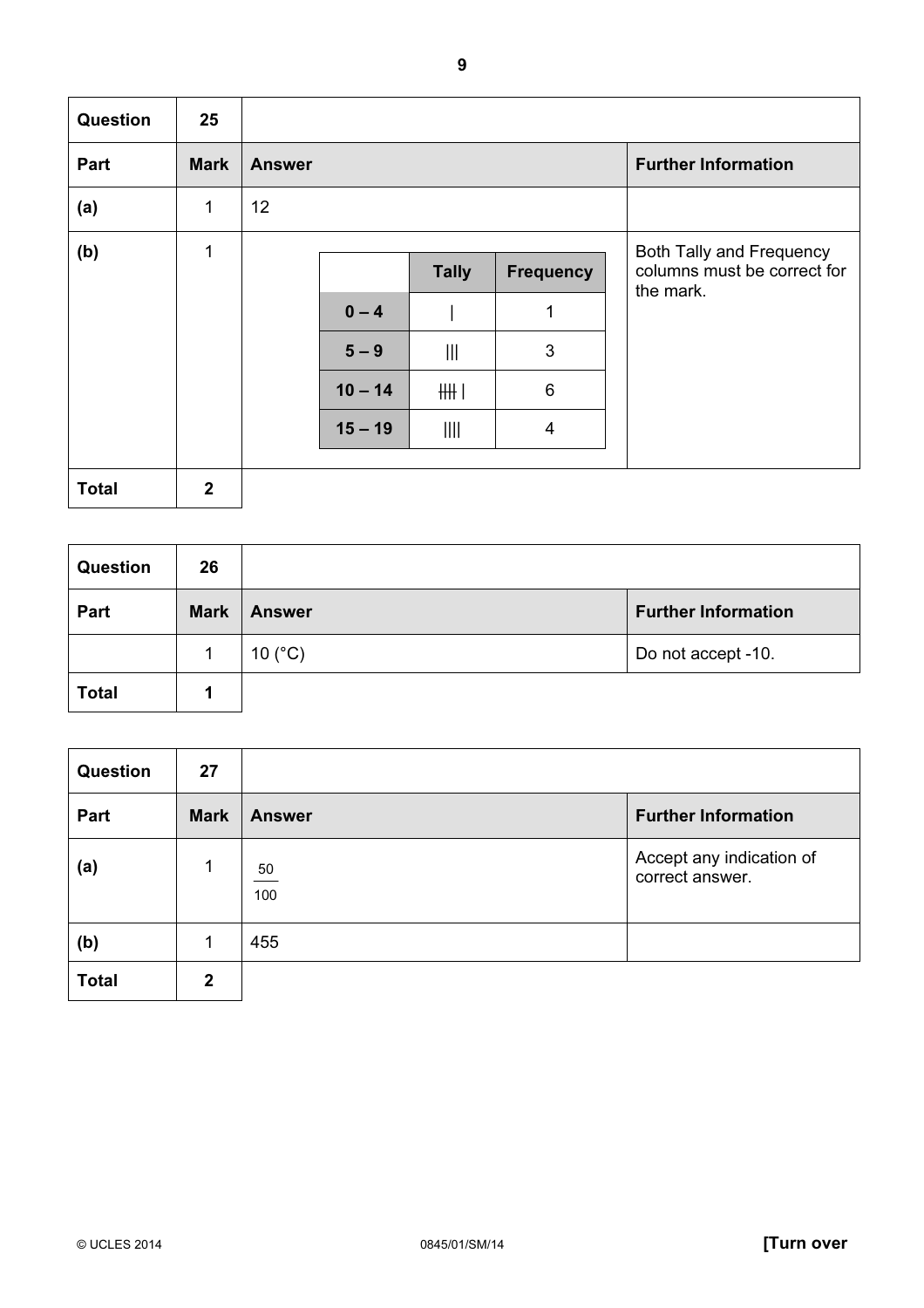| Question | 25 | | |
|---|---|---|---|
| **Part** | **Mark** | **Answer** | **Further Information** |
| **(a)** | 1 | 12 | |
| **(b)** | 1 | see table below | Both Tally and Frequency columns must be correct for the mark. |
| **Total** | **2** | | |

| | Tally | Frequency |
|---|---|---|
| **0 – 4** | \| | 1 |
| **5 – 9** | \|\|\| | 3 |
| **10 – 14** | ~~\|\|\|\|~~ \| | 6 |
| **15 – 19** | \|\|\|\| | 4 |

| Question | 26 | | |
|---|---|---|---|
| **Part** | **Mark** | **Answer** | **Further Information** |
| | 1 | 10 (°C) | Do not accept -10. |
| **Total** | **1** | | |

| Question | 27 | | |
|---|---|---|---|
| **Part** | **Mark** | **Answer** | **Further Information** |
| **(a)** | 1 | $\frac{50}{100}$ | Accept any indication of correct answer. |
| **(b)** | 1 | 455 | |
| **Total** | **2** | | |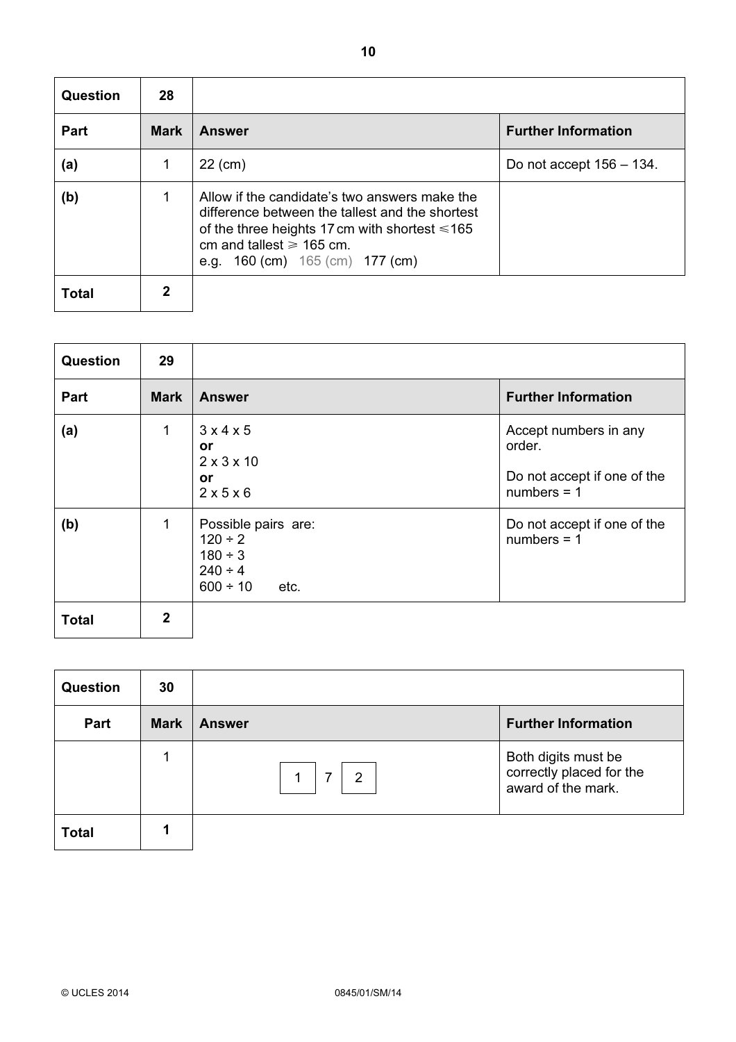| Question | 28 | | |
|---|---|---|---|
| **Part** | **Mark** | **Answer** | **Further Information** |
| **(a)** | 1 | 22 (cm) | Do not accept 156 – 134. |
| **(b)** | 1 | Allow if the candidate's two answers make the difference between the tallest and the shortest of the three heights 17 cm with shortest $\leqslant 165$ cm and tallest $\geqslant 165$ cm.<br>e.g. 160 (cm) 165 (cm) 177 (cm) | |
| **Total** | **2** | | |

| Question | 29 | | |
|---|---|---|---|
| **Part** | **Mark** | **Answer** | **Further Information** |
| **(a)** | 1 | 3 x 4 x 5<br>**or**<br>2 x 3 x 10<br>**or**<br>2 x 5 x 6 | Accept numbers in any order.<br>Do not accept if one of the numbers = 1 |
| **(b)** | 1 | Possible pairs are:<br>120 ÷ 2<br>180 ÷ 3<br>240 ÷ 4<br>600 ÷ 10 etc. | Do not accept if one of the numbers = 1 |
| **Total** | **2** | | |

| Question | 30 | | |
|---|---|---|---|
| **Part** | **Mark** | **Answer** | **Further Information** |
| | 1 | [1] 7 [2] | Both digits must be correctly placed for the award of the mark. |
| **Total** | **1** | | |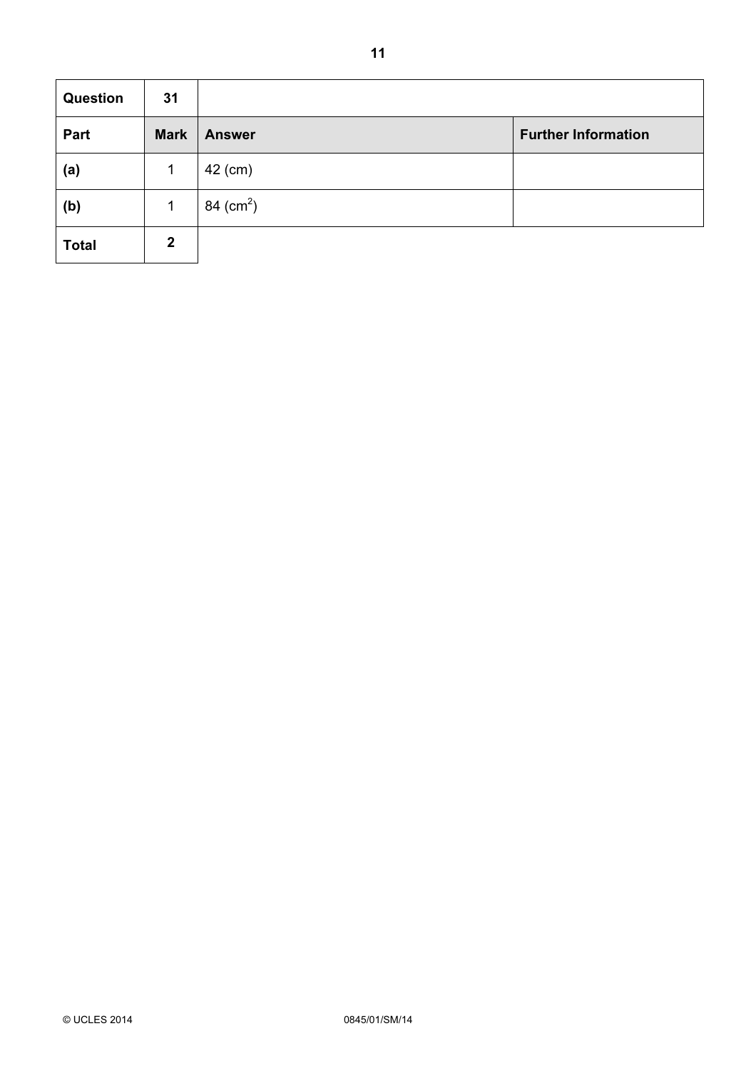| Question | 31 | | |
|---|---|---|---|
| **Part** | **Mark** | **Answer** | **Further Information** |
| **(a)** | 1 | 42 (cm) | |
| **(b)** | 1 | 84 ($cm^2$) | |
| **Total** | **2** | | |